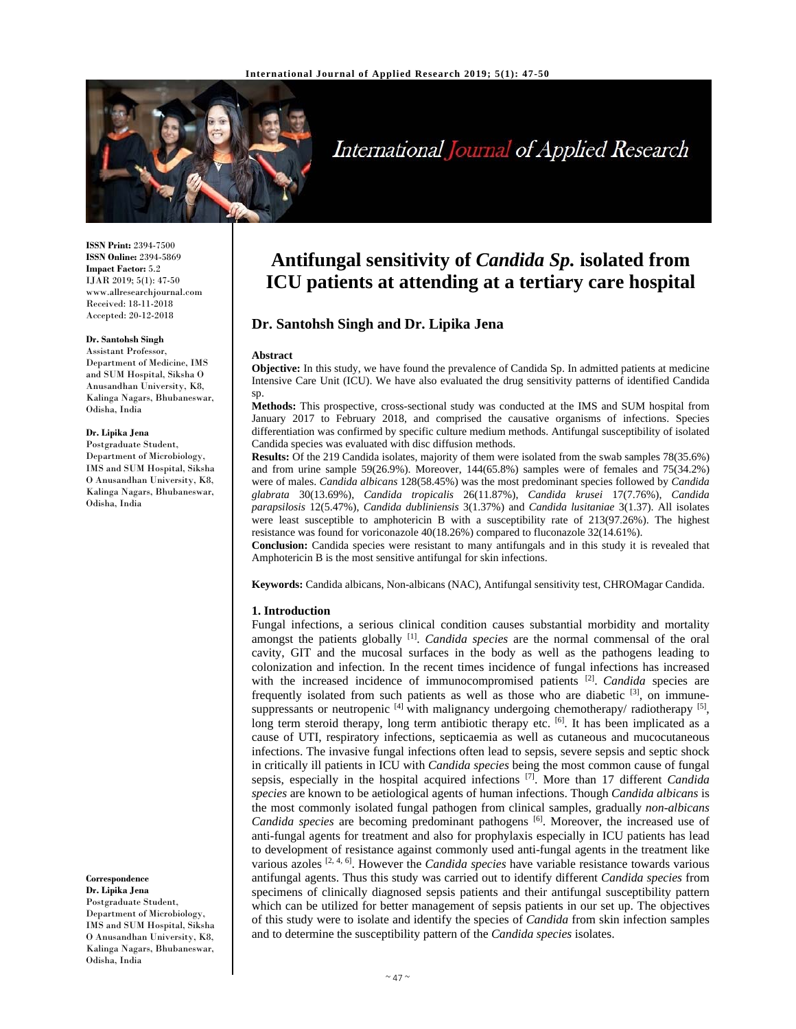ISSN Print: 2394-7500
ISSN Online: 2394-5869
Impact Factor: 5.2
IJAR 2019; 5(1): 47-50
www.allresearchjournal.com
Received: 18-11-2018
Accepted: 20-12-2018

**Dr. Santohsh Singh**
Assistant Professor, Department of Medicine, IMS and SUM Hospital, Siksha O Anusandhan University, K8, Kalinga Nagars, Bhubaneswar, Odisha, India

**Dr. Lipika Jena**
Postgraduate Student, Department of Microbiology, IMS and SUM Hospital, Siksha O Anusandhan University, K8, Kalinga Nagars, Bhubaneswar, Odisha, India

**Correspondence**
**Dr. Lipika Jena**
Postgraduate Student, Department of Microbiology, IMS and SUM Hospital, Siksha O Anusandhan University, K8, Kalinga Nagars, Bhubaneswar, Odisha, India

# Antifungal sensitivity of *Candida Sp.* isolated from ICU patients at attending at a tertiary care hospital

**Dr. Santohsh Singh and Dr. Lipika Jena**

## Abstract

**Objective:** In this study, we have found the prevalence of Candida Sp. In admitted patients at medicine Intensive Care Unit (ICU). We have also evaluated the drug sensitivity patterns of identified Candida sp.

**Methods:** This prospective, cross-sectional study was conducted at the IMS and SUM hospital from January 2017 to February 2018, and comprised the causative organisms of infections. Species differentiation was confirmed by specific culture medium methods. Antifungal susceptibility of isolated Candida species was evaluated with disc diffusion methods.

**Results:** Of the 219 Candida isolates, majority of them were isolated from the swab samples 78(35.6%) and from urine sample 59(26.9%). Moreover, 144(65.8%) samples were of females and 75(34.2%) were of males. *Candida albicans* 128(58.45%) was the most predominant species followed by *Candida glabrata* 30(13.69%), *Candida tropicalis* 26(11.87%), *Candida krusei* 17(7.76%), *Candida parapsilosis* 12(5.47%), *Candida dubliniensis* 3(1.37%) and *Candida lusitaniae* 3(1.37). All isolates were least susceptible to amphotericin B with a susceptibility rate of 213(97.26%). The highest resistance was found for voriconazole 40(18.26%) compared to fluconazole 32(14.61%).

**Conclusion:** Candida species were resistant to many antifungals and in this study it is revealed that Amphotericin B is the most sensitive antifungal for skin infections.

**Keywords:** Candida albicans, Non-albicans (NAC), Antifungal sensitivity test, CHROMagar Candida.

## 1. Introduction

Fungal infections, a serious clinical condition causes substantial morbidity and mortality amongst the patients globally [1]. *Candida species* are the normal commensal of the oral cavity, GIT and the mucosal surfaces in the body as well as the pathogens leading to colonization and infection. In the recent times incidence of fungal infections has increased with the increased incidence of immunocompromised patients [2]. *Candida* species are frequently isolated from such patients as well as those who are diabetic [3], on immune-suppressants or neutropenic [4] with malignancy undergoing chemotherapy/ radiotherapy [5], long term steroid therapy, long term antibiotic therapy etc. [6]. It has been implicated as a cause of UTI, respiratory infections, septicaemia as well as cutaneous and mucocutaneous infections. The invasive fungal infections often lead to sepsis, severe sepsis and septic shock in critically ill patients in ICU with *Candida species* being the most common cause of fungal sepsis, especially in the hospital acquired infections [7]. More than 17 different *Candida species* are known to be aetiological agents of human infections. Though *Candida albicans* is the most commonly isolated fungal pathogen from clinical samples, gradually *non-albicans Candida species* are becoming predominant pathogens [6]. Moreover, the increased use of anti-fungal agents for treatment and also for prophylaxis especially in ICU patients has lead to development of resistance against commonly used anti-fungal agents in the treatment like various azoles [2, 4, 6]. However the *Candida species* have variable resistance towards various antifungal agents. Thus this study was carried out to identify different *Candida species* from specimens of clinically diagnosed sepsis patients and their antifungal susceptibility pattern which can be utilized for better management of sepsis patients in our set up. The objectives of this study were to isolate and identify the species of *Candida* from skin infection samples and to determine the susceptibility pattern of the *Candida species* isolates.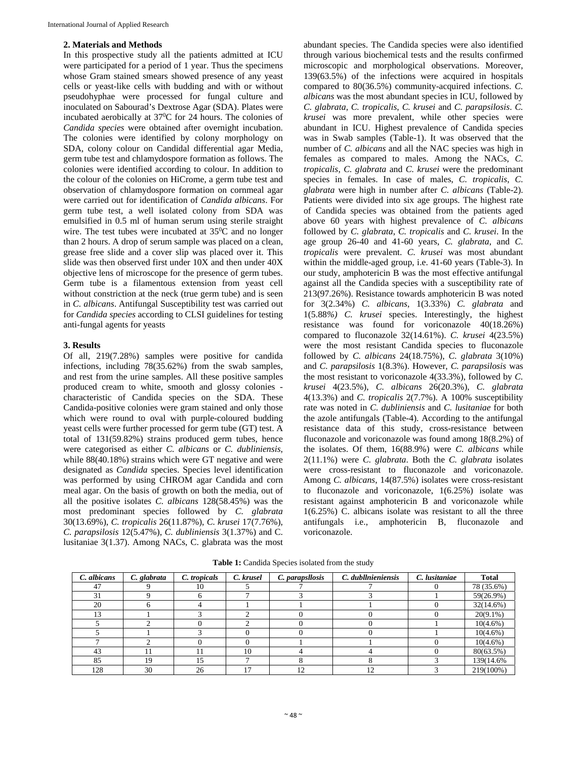## 2. Materials and Methods

In this prospective study all the patients admitted at ICU were participated for a period of 1 year. Thus the specimens whose Gram stained smears showed presence of any yeast cells or yeast-like cells with budding and with or without pseudohyphae were processed for fungal culture and inoculated on Sabourad's Dextrose Agar (SDA). Plates were incubated aerobically at $37^0$C for 24 hours. The colonies of *Candida species* were obtained after overnight incubation. The colonies were identified by colony morphology on SDA, colony colour on Candidal differential agar Media, germ tube test and chlamydospore formation as follows. The colonies were identified according to colour. In addition to the colour of the colonies on HiCrome, a germ tube test and observation of chlamydospore formation on cornmeal agar were carried out for identification of *Candida albicans*. For germ tube test, a well isolated colony from SDA was emulsified in 0.5 ml of human serum using sterile straight wire. The test tubes were incubated at $35^0$C and no longer than 2 hours. A drop of serum sample was placed on a clean, grease free slide and a cover slip was placed over it. This slide was then observed first under 10X and then under 40X objective lens of microscope for the presence of germ tubes. Germ tube is a filamentous extension from yeast cell without constriction at the neck (true germ tube) and is seen in *C. albicans*. Antifungal Susceptibility test was carried out for *Candida species* according to CLSI guidelines for testing anti-fungal agents for yeasts

## 3. Results

Of all, 219(7.28%) samples were positive for candida infections, including 78(35.62%) from the swab samples, and rest from the urine samples. All these positive samples produced cream to white, smooth and glossy colonies - characteristic of Candida species on the SDA. These Candida-positive colonies were gram stained and only those which were round to oval with purple-coloured budding yeast cells were further processed for germ tube (GT) test. A total of 131(59.82%) strains produced germ tubes, hence were categorised as either *C. albicans* or *C. dubliniensis*, while 88(40.18%) strains which were GT negative and were designated as *Candida* species. Species level identification was performed by using CHROM agar Candida and corn meal agar. On the basis of growth on both the media, out of all the positive isolates *C. albicans* 128(58.45%) was the most predominant species followed by *C. glabrata* 30(13.69%), *C. tropicalis* 26(11.87%), *C. krusei* 17(7.76%), *C. parapsilosis* 12(5.47%), *C. dubliniensis* 3(1.37%) and C. lusitaniae 3(1.37). Among NACs, C. glabrata was the most abundant species. The Candida species were also identified through various biochemical tests and the results confirmed microscopic and morphological observations. Moreover, 139(63.5%) of the infections were acquired in hospitals compared to 80(36.5%) community-acquired infections. *C. albicans* was the most abundant species in ICU, followed by *C. glabrata*, *C. tropicalis*, *C. krusei* and *C. parapsilosis*. *C. krusei* was more prevalent, while other species were abundant in ICU. Highest prevalence of Candida species was in Swab samples (Table-1). It was observed that the number of *C. albicans* and all the NAC species was high in females as compared to males. Among the NACs, *C. tropicalis*, *C. glabrata* and *C. krusei* were the predominant species in females. In case of males, *C. tropicalis*, *C. glabrata* were high in number after *C. albicans* (Table-2). Patients were divided into six age groups. The highest rate of Candida species was obtained from the patients aged above 60 years with highest prevalence of *C. albicans* followed by *C. glabrata*, *C. tropicalis* and *C. krusei*. In the age group 26-40 and 41-60 years, *C. glabrata*, and *C. tropicalis* were prevalent. *C. krusei* was most abundant within the middle-aged group, i.e. 41-60 years (Table-3). In our study, amphotericin B was the most effective antifungal against all the Candida species with a susceptibility rate of 213(97.26%). Resistance towards amphotericin B was noted for 3(2.34%) *C. albicans*, 1(3.33%) *C. glabrata* and 1(5.88%) *C. krusei* species. Interestingly, the highest resistance was found for voriconazole 40(18.26%) compared to fluconazole 32(14.61%). *C. krusei* 4(23.5%) were the most resistant Candida species to fluconazole followed by *C. albicans* 24(18.75%), *C. glabrata* 3(10%) and *C. parapsilosis* 1(8.3%). However, *C. parapsilosis* was the most resistant to voriconazole 4(33.3%), followed by *C. krusei* 4(23.5%), *C. albicans* 26(20.3%), *C. glabrata* 4(13.3%) and *C. tropicalis* 2(7.7%). A 100% susceptibility rate was noted in *C. dubliniensis* and *C. lusitaniae* for both the azole antifungals (Table-4). According to the antifungal resistance data of this study, cross-resistance between fluconazole and voriconazole was found among 18(8.2%) of the isolates. Of them, 16(88.9%) were *C. albicans* while 2(11.1%) were *C. glabrata*. Both the *C. glabrata* isolates were cross-resistant to fluconazole and voriconazole. Among *C. albicans*, 14(87.5%) isolates were cross-resistant to fluconazole and voriconazole, 1(6.25%) isolate was resistant against amphotericin B and voriconazole while 1(6.25%) C. albicans isolate was resistant to all the three antifungals i.e., amphotericin B, fluconazole and voriconazole.

**Table 1:** Candida Species isolated from the study

| *C. albicans* | *C. glabrata* | *C. tropicals* | *C. krusel* | *C. parapsllosis* | *C. dubllnieniensis* | *C. lusitaniae* | Total |
|---|---|---|---|---|---|---|---|
| 47 | 9 | 10 | 5 | 7 | 7 | 0 | 78 (35.6%) |
| 31 | 9 | 6 | 7 | 3 | 3 | 1 | 59(26.9%) |
| 20 | 6 | 4 | 1 | 1 | 1 | 0 | 32(14.6%) |
| 13 | 1 | 3 | 2 | 0 | 0 | 0 | 20(9.1%) |
| 5 | 2 | 0 | 2 | 0 | 0 | 1 | 10(4.6%) |
| 5 | 1 | 3 | 0 | 0 | 0 | 1 | 10(4.6%) |
| 7 | 2 | 0 | 0 | 1 | 1 | 0 | 10(4.6%) |
| 43 | 11 | 11 | 10 | 4 | 4 | 0 | 80(63.5%) |
| 85 | 19 | 15 | 7 | 8 | 8 | 3 | 139(14.6% |
| 128 | 30 | 26 | 17 | 12 | 12 | 3 | 219(100%) |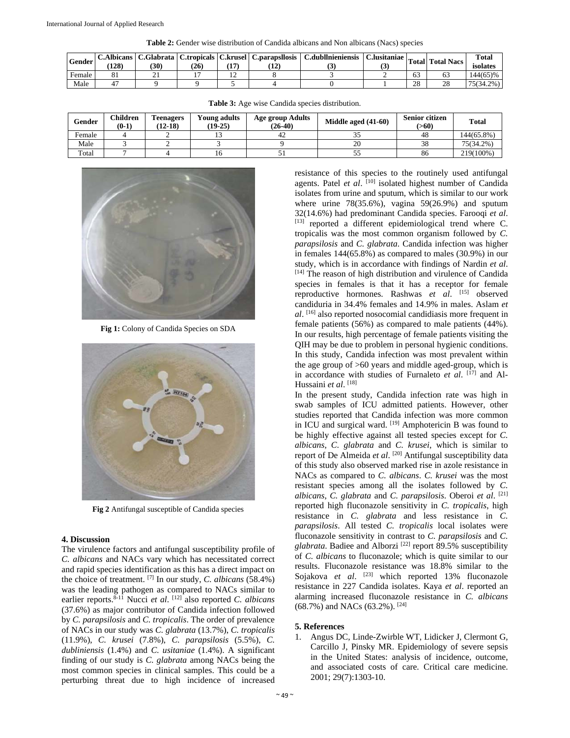**Table 2:** Gender wise distribution of Candida albicans and Non albicans (Nacs) species

| Gender | C.Albicans (128) | C.Glabrata (30) | C.tropicals (26) | C.krusel (17) | C.parapsllosis (12) | C.dubllnieniensis (3) | C.lusitaniae (3) | Total | Total Nacs | Total isolates |
|---|---|---|---|---|---|---|---|---|---|---|
| Female | 81 | 21 | 17 | 12 | 8 | 3 | 2 | 63 | 63 | 144(65)% |
| Male | 47 | 9 | 9 | 5 | 4 | 0 | 1 | 28 | 28 | 75(34.2%) |

**Table 3:** Age wise Candida species distribution.

| Gender | Children (0-1) | Teenagers (12-18) | Young adults (19-25) | Age group Adults (26-40) | Middle aged (41-60) | Senior citizen (>60) | Total |
|---|---|---|---|---|---|---|---|
| Female | 4 | 2 | 13 | 42 | 35 | 48 | 144(65.8%) |
| Male | 3 | 2 | 3 | 9 | 20 | 38 | 75(34.2%) |
| Total | 7 | 4 | 16 | 51 | 55 | 86 | 219(100%) |

**Fig 1:** Colony of Candida Species on SDA

**Fig 2** Antifungal susceptible of Candida species

## 4. Discussion

The virulence factors and antifungal susceptibility profile of *C. albicans* and NACs vary which has necessitated correct and rapid species identification as this has a direct impact on the choice of treatment. [7] In our study, *C. albicans* (58.4%) was the leading pathogen as compared to NACs similar to earlier reports.[8-11] Nucci *et al*. [12] also reported *C. albicans* (37.6%) as major contributor of Candida infection followed by *C. parapsilosis* and *C. tropicalis*. The order of prevalence of NACs in our study was *C. glabrata* (13.7%), *C. tropicalis* (11.9%), *C. krusei* (7.8%), *C. parapsilosis* (5.5%), *C. dubliniensis* (1.4%) and *C. usitaniae* (1.4%). A significant finding of our study is *C. glabrata* among NACs being the most common species in clinical samples. This could be a perturbing threat due to high incidence of increased resistance of this species to the routinely used antifungal agents. Patel *et al*. [10] isolated highest number of Candida isolates from urine and sputum, which is similar to our work where urine 78(35.6%), vagina 59(26.9%) and sputum 32(14.6%) had predominant Candida species. Farooqi *et al*. [13] reported a different epidemiological trend where C. tropicalis was the most common organism followed by *C. parapsilosis* and *C. glabrata*. Candida infection was higher in females 144(65.8%) as compared to males (30.9%) in our study, which is in accordance with findings of Nardin *et al*. [14] The reason of high distribution and virulence of Candida species in females is that it has a receptor for female reproductive hormones. Rashwas *et al*. [15] observed candiduria in 34.4% females and 14.9% in males. Aslam *et al*. [16] also reported nosocomial candidiasis more frequent in female patients (56%) as compared to male patients (44%). In our results, high percentage of female patients visiting the QIH may be due to problem in personal hygienic conditions. In this study, Candida infection was most prevalent within the age group of >60 years and middle aged-group, which is in accordance with studies of Furnaleto *et al*. [17] and Al-Hussaini *et al*. [18]

In the present study, Candida infection rate was high in swab samples of ICU admitted patients. However, other studies reported that Candida infection was more common in ICU and surgical ward. [19] Amphotericin B was found to be highly effective against all tested species except for *C. albicans*, *C. glabrata* and *C. krusei*, which is similar to report of De Almeida *et al*. [20] Antifungal susceptibility data of this study also observed marked rise in azole resistance in NACs as compared to *C. albicans*. *C. krusei* was the most resistant species among all the isolates followed by *C. albicans*, *C. glabrata* and *C. parapsilosis*. Oberoi *et al*. [21] reported high fluconazole sensitivity in *C. tropicalis*, high resistance in *C. glabrata* and less resistance in *C. parapsilosis*. All tested *C. tropicalis* local isolates were fluconazole sensitivity in contrast to *C. parapsilosis* and *C. glabrata*. Badiee and Alborzi [22] report 89.5% susceptibility of *C. albicans* to fluconazole; which is quite similar to our results. Fluconazole resistance was 18.8% similar to the Sojakova *et al*. [23] which reported 13% fluconazole resistance in 227 Candida isolates. Kaya *et al*. reported an alarming increased fluconazole resistance in *C. albicans* (68.7%) and NACs (63.2%). [24]

## 5. References

1. Angus DC, Linde-Zwirble WT, Lidicker J, Clermont G, Carcillo J, Pinsky MR. Epidemiology of severe sepsis in the United States: analysis of incidence, outcome, and associated costs of care. Critical care medicine. 2001; 29(7):1303-10.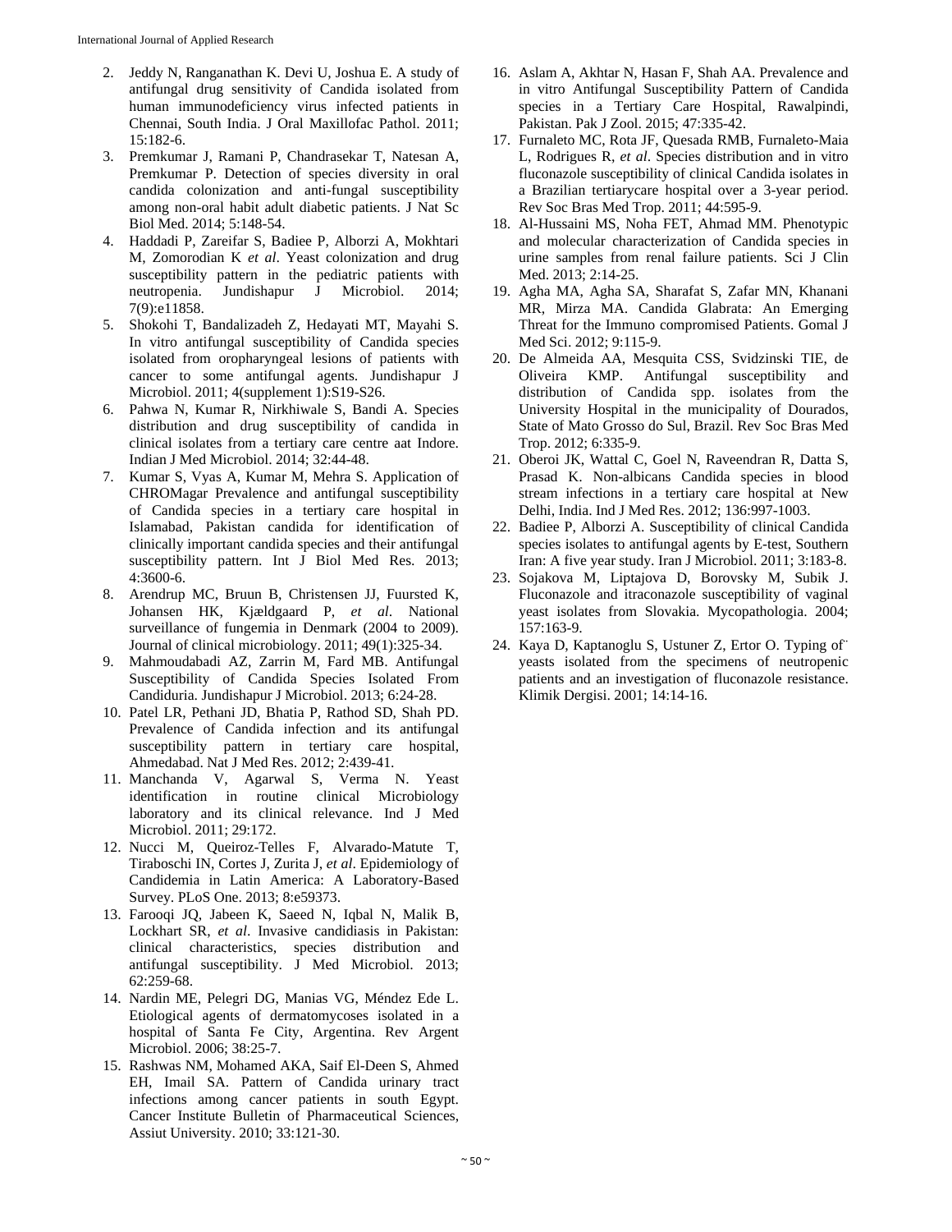2. Jeddy N, Ranganathan K. Devi U, Joshua E. A study of antifungal drug sensitivity of Candida isolated from human immunodeficiency virus infected patients in Chennai, South India. J Oral Maxillofac Pathol. 2011; 15:182-6.
3. Premkumar J, Ramani P, Chandrasekar T, Natesan A, Premkumar P. Detection of species diversity in oral candida colonization and anti-fungal susceptibility among non-oral habit adult diabetic patients. J Nat Sc Biol Med. 2014; 5:148-54.
4. Haddadi P, Zareifar S, Badiee P, Alborzi A, Mokhtari M, Zomorodian K *et al*. Yeast colonization and drug susceptibility pattern in the pediatric patients with neutropenia. Jundishapur J Microbiol. 2014; 7(9):e11858.
5. Shokohi T, Bandalizadeh Z, Hedayati MT, Mayahi S. In vitro antifungal susceptibility of Candida species isolated from oropharyngeal lesions of patients with cancer to some antifungal agents. Jundishapur J Microbiol. 2011; 4(supplement 1):S19-S26.
6. Pahwa N, Kumar R, Nirkhiwale S, Bandi A. Species distribution and drug susceptibility of candida in clinical isolates from a tertiary care centre aat Indore. Indian J Med Microbiol. 2014; 32:44-48.
7. Kumar S, Vyas A, Kumar M, Mehra S. Application of CHROMagar Prevalence and antifungal susceptibility of Candida species in a tertiary care hospital in Islamabad, Pakistan candida for identification of clinically important candida species and their antifungal susceptibility pattern. Int J Biol Med Res. 2013; 4:3600-6.
8. Arendrup MC, Bruun B, Christensen JJ, Fuursted K, Johansen HK, Kjældgaard P, *et al*. National surveillance of fungemia in Denmark (2004 to 2009). Journal of clinical microbiology. 2011; 49(1):325-34.
9. Mahmoudabadi AZ, Zarrin M, Fard MB. Antifungal Susceptibility of Candida Species Isolated From Candiduria. Jundishapur J Microbiol. 2013; 6:24-28.
10. Patel LR, Pethani JD, Bhatia P, Rathod SD, Shah PD. Prevalence of Candida infection and its antifungal susceptibility pattern in tertiary care hospital, Ahmedabad. Nat J Med Res. 2012; 2:439-41.
11. Manchanda V, Agarwal S, Verma N. Yeast identification in routine clinical Microbiology laboratory and its clinical relevance. Ind J Med Microbiol. 2011; 29:172.
12. Nucci M, Queiroz-Telles F, Alvarado-Matute T, Tiraboschi IN, Cortes J, Zurita J, *et al*. Epidemiology of Candidemia in Latin America: A Laboratory-Based Survey. PLoS One. 2013; 8:e59373.
13. Farooqi JQ, Jabeen K, Saeed N, Iqbal N, Malik B, Lockhart SR, *et al*. Invasive candidiasis in Pakistan: clinical characteristics, species distribution and antifungal susceptibility. J Med Microbiol. 2013; 62:259-68.
14. Nardin ME, Pelegri DG, Manias VG, Méndez Ede L. Etiological agents of dermatomycoses isolated in a hospital of Santa Fe City, Argentina. Rev Argent Microbiol. 2006; 38:25-7.
15. Rashwas NM, Mohamed AKA, Saif El-Deen S, Ahmed EH, Imail SA. Pattern of Candida urinary tract infections among cancer patients in south Egypt. Cancer Institute Bulletin of Pharmaceutical Sciences, Assiut University. 2010; 33:121-30.
16. Aslam A, Akhtar N, Hasan F, Shah AA. Prevalence and in vitro Antifungal Susceptibility Pattern of Candida species in a Tertiary Care Hospital, Rawalpindi, Pakistan. Pak J Zool. 2015; 47:335-42.
17. Furnaleto MC, Rota JF, Quesada RMB, Furnaleto-Maia L, Rodrigues R, *et al*. Species distribution and in vitro fluconazole susceptibility of clinical Candida isolates in a Brazilian tertiarycare hospital over a 3-year period. Rev Soc Bras Med Trop. 2011; 44:595-9.
18. Al-Hussaini MS, Noha FET, Ahmad MM. Phenotypic and molecular characterization of Candida species in urine samples from renal failure patients. Sci J Clin Med. 2013; 2:14-25.
19. Agha MA, Agha SA, Sharafat S, Zafar MN, Khanani MR, Mirza MA. Candida Glabrata: An Emerging Threat for the Immuno compromised Patients. Gomal J Med Sci. 2012; 9:115-9.
20. De Almeida AA, Mesquita CSS, Svidzinski TIE, de Oliveira KMP. Antifungal susceptibility and distribution of Candida spp. isolates from the University Hospital in the municipality of Dourados, State of Mato Grosso do Sul, Brazil. Rev Soc Bras Med Trop. 2012; 6:335-9.
21. Oberoi JK, Wattal C, Goel N, Raveendran R, Datta S, Prasad K. Non-albicans Candida species in blood stream infections in a tertiary care hospital at New Delhi, India. Ind J Med Res. 2012; 136:997-1003.
22. Badiee P, Alborzi A. Susceptibility of clinical Candida species isolates to antifungal agents by E-test, Southern Iran: A five year study. Iran J Microbiol. 2011; 3:183-8.
23. Sojakova M, Liptajova D, Borovsky M, Subik J. Fluconazole and itraconazole susceptibility of vaginal yeast isolates from Slovakia. Mycopathologia. 2004; 157:163-9.
24. Kaya D, Kaptanoglu S, Ustuner Z, Ertor O. Typing of yeasts isolated from the specimens of neutropenic patients and an investigation of fluconazole resistance. Klimik Dergisi. 2001; 14:14-16.